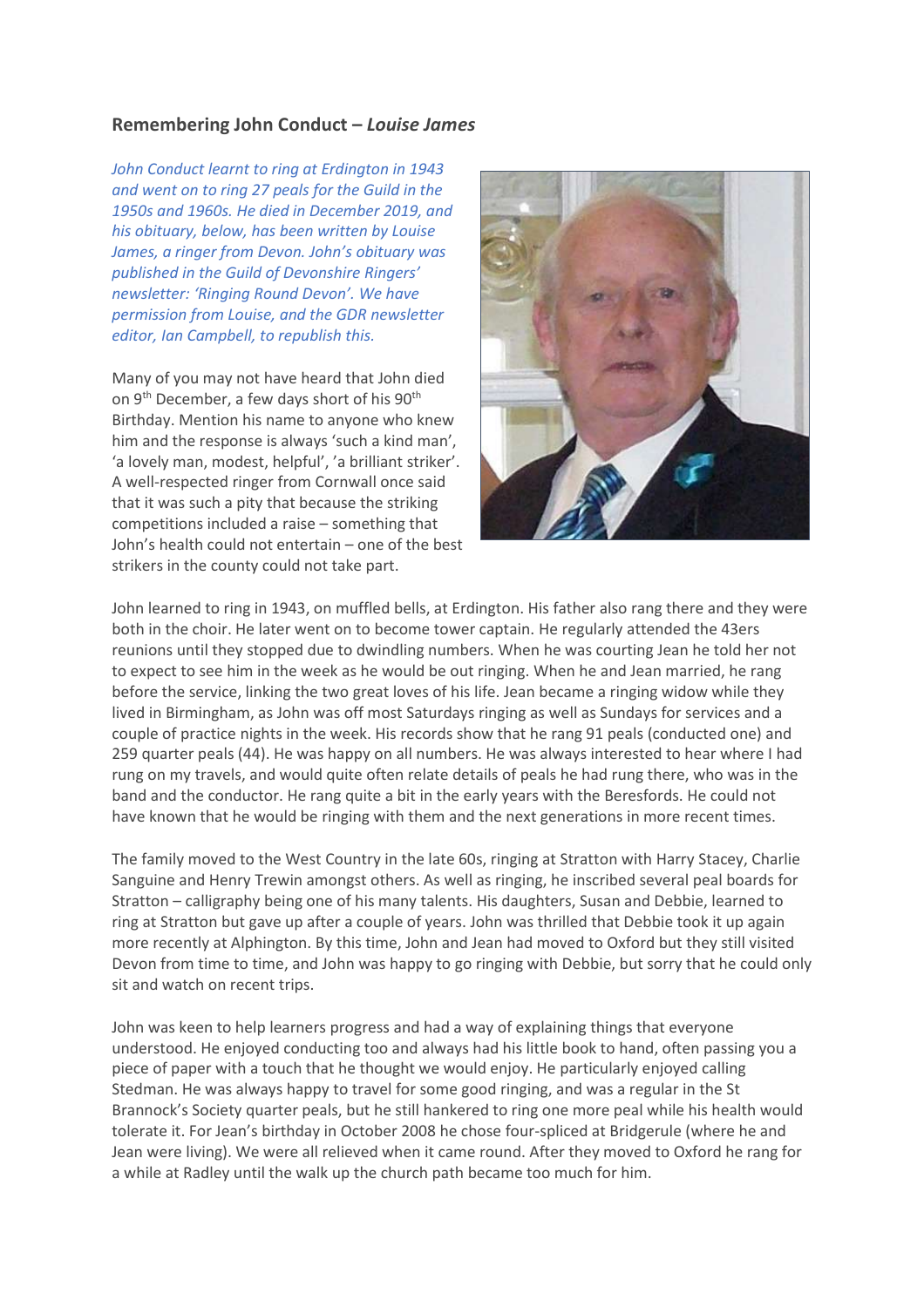## Remembering John Conduct – *Louise James*

*John Conduct learnt to ring at Erdington in 1943 and went on to ring 27 peals for the Guild in the 1950s and 1960s. He died in December 2019, and his obituary, below, has been written by Louise James, a ringer from Devon. John's obituary was published in the Guild of Devonshire Ringers' newsletter: 'Ringing Round Devon'. We have permission from Louise, and the GDR newsletter editor, Ian Campbell, to republish this.*

Many of you may not have heard that John died on 9th December, a few days short of his 90th Birthday. Mention his name to anyone who knew him and the response is always 'such a kind man', 'a lovely man, modest, helpful', 'a brilliant striker'. A well-respected ringer from Cornwall once said that it was such a pity that because the striking competitions included a raise – something that John's health could not entertain – one of the best strikers in the county could not take part.

John learned to ring in 1943, on muffled bells, at Erdington. His father also rang there and they were both in the choir. He later went on to become tower captain. He regularly attended the 43ers reunions until they stopped due to dwindling numbers. When he was courting Jean he told her not to expect to see him in the week as he would be out ringing. When he and Jean married, he rang before the service, linking the two great loves of his life. Jean became a ringing widow while they lived in Birmingham, as John was off most Saturdays ringing as well as Sundays for services and a couple of practice nights in the week. His records show that he rang 91 peals (conducted one) and 259 quarter peals (44). He was happy on all numbers. He was always interested to hear where I had rung on my travels, and would quite often relate details of peals he had rung there, who was in the band and the conductor. He rang quite a bit in the early years with the Beresfords. He could not have known that he would be ringing with them and the next generations in more recent times.

The family moved to the West Country in the late 60s, ringing at Stratton with Harry Stacey, Charlie Sanguine and Henry Trewin amongst others. As well as ringing, he inscribed several peal boards for Stratton – calligraphy being one of his many talents. His daughters, Susan and Debbie, learned to ring at Stratton but gave up after a couple of years. John was thrilled that Debbie took it up again more recently at Alphington. By this time, John and Jean had moved to Oxford but they still visited Devon from time to time, and John was happy to go ringing with Debbie, but sorry that he could only sit and watch on recent trips.

John was keen to help learners progress and had a way of explaining things that everyone understood. He enjoyed conducting too and always had his little book to hand, often passing you a piece of paper with a touch that he thought we would enjoy. He particularly enjoyed calling Stedman. He was always happy to travel for some good ringing, and was a regular in the St Brannock's Society quarter peals, but he still hankered to ring one more peal while his health would tolerate it. For Jean's birthday in October 2008 he chose four-spliced at Bridgerule (where he and Jean were living). We were all relieved when it came round. After they moved to Oxford he rang for a while at Radley until the walk up the church path became too much for him.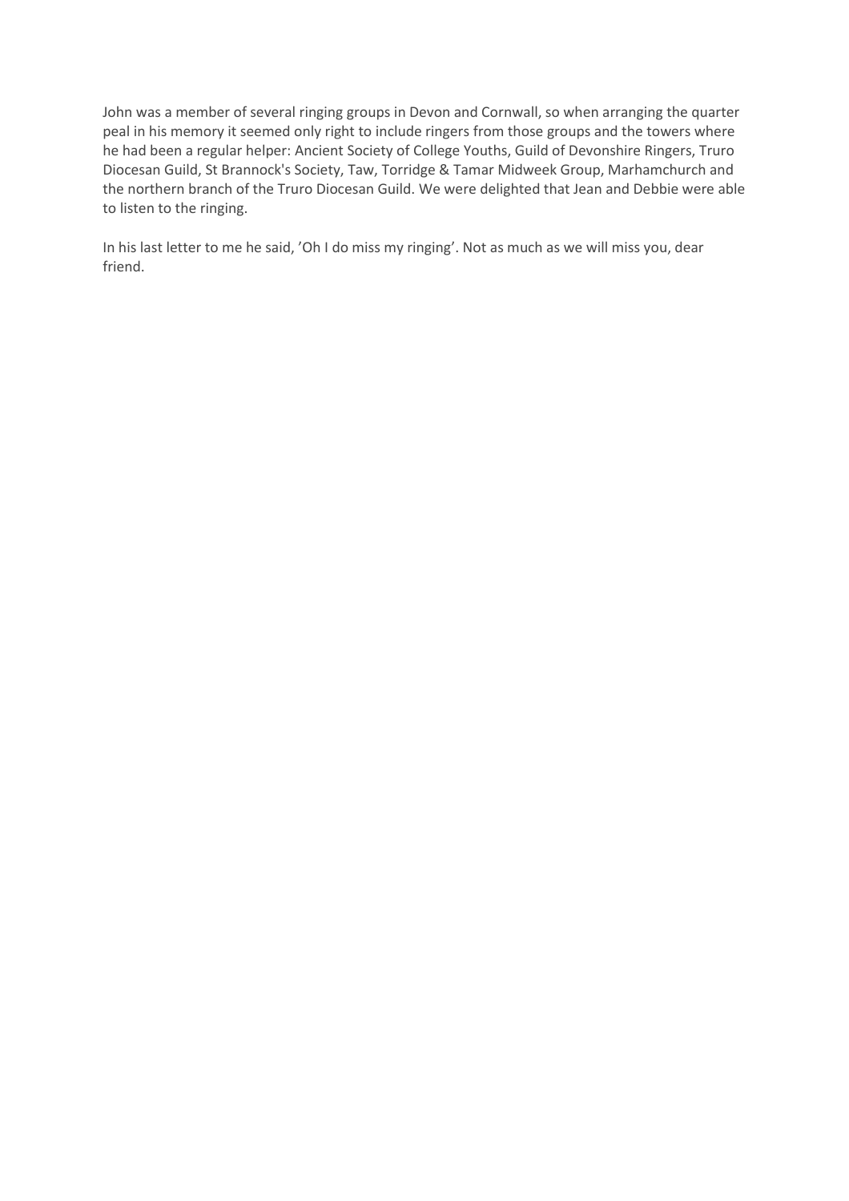John was a member of several ringing groups in Devon and Cornwall, so when arranging the quarter peal in his memory it seemed only right to include ringers from those groups and the towers where he had been a regular helper: Ancient Society of College Youths, Guild of Devonshire Ringers, Truro Diocesan Guild, St Brannock's Society, Taw, Torridge & Tamar Midweek Group, Marhamchurch and the northern branch of the Truro Diocesan Guild. We were delighted that Jean and Debbie were able to listen to the ringing.

In his last letter to me he said, 'Oh I do miss my ringing'. Not as much as we will miss you, dear friend.